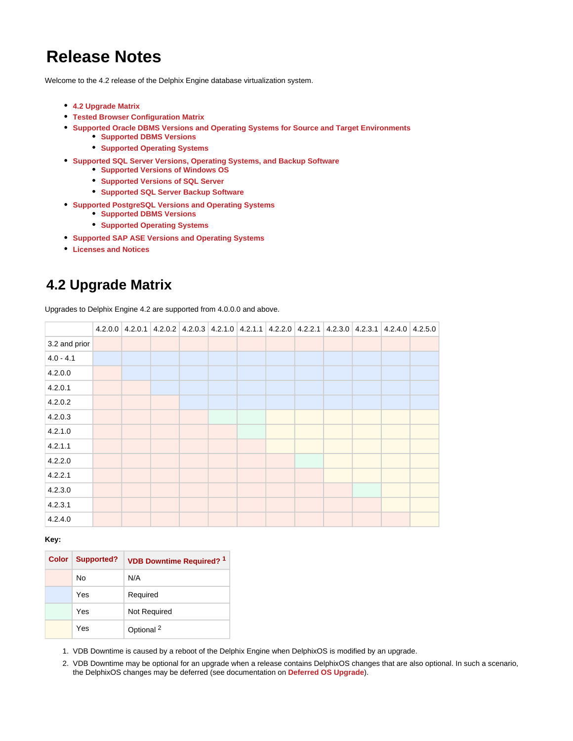# Release Notes

Welcome to the 4.2 release of the Delphix Engine database virtualization system.

- **4.2 Upgrade Matrix**
- **Tested Browser Configuration Matrix**
- **Supported Oracle DBMS Versions and Operating Systems for Source and Target Environments**
  - **Supported DBMS Versions**
  - **Supported Operating Systems**
- **Supported SQL Server Versions, Operating Systems, and Backup Software**
  - **Supported Versions of Windows OS**
  - **Supported Versions of SQL Server**
  - **Supported SQL Server Backup Software**
- **Supported PostgreSQL Versions and Operating Systems**
  - **Supported DBMS Versions**
  - **Supported Operating Systems**
- **Supported SAP ASE Versions and Operating Systems**
- **Licenses and Notices**

## 4.2 Upgrade Matrix

Upgrades to Delphix Engine 4.2 are supported from 4.0.0.0 and above.

| | 4.2.0.0 | 4.2.0.1 | 4.2.0.2 | 4.2.0.3 | 4.2.1.0 | 4.2.1.1 | 4.2.2.0 | 4.2.2.1 | 4.2.3.0 | 4.2.3.1 | 4.2.4.0 | 4.2.5.0 |
|---|---|---|---|---|---|---|---|---|---|---|---|---|
| 3.2 and prior | Red | Red | Red | Red | Red | Red | Red | Red | Red | Red | Red | Red |
| 4.0 - 4.1 | Blue | Blue | Blue | Blue | Blue | Blue | Blue | Blue | Blue | Blue | Blue | Blue |
| 4.2.0.0 | Red | Blue | Blue | Blue | Blue | Blue | Blue | Blue | Blue | Blue | Blue | Blue |
| 4.2.0.1 | Red | Red | Blue | Blue | Blue | Blue | Blue | Blue | Blue | Blue | Blue | Blue |
| 4.2.0.2 | Red | Red | Red | Blue | Blue | Blue | Blue | Blue | Blue | Blue | Blue | Blue |
| 4.2.0.3 | Red | Red | Red | Red | Green | Green | Yellow | Yellow | Yellow | Yellow | Yellow | Yellow |
| 4.2.1.0 | Red | Red | Red | Red | Red | Green | Yellow | Yellow | Yellow | Yellow | Yellow | Yellow |
| 4.2.1.1 | Red | Red | Red | Red | Red | Red | Yellow | Yellow | Yellow | Yellow | Yellow | Yellow |
| 4.2.2.0 | Red | Red | Red | Red | Red | Red | Red | Green | Yellow | Yellow | Yellow | Yellow |
| 4.2.2.1 | Red | Red | Red | Red | Red | Red | Red | Red | Yellow | Yellow | Yellow | Yellow |
| 4.2.3.0 | Red | Red | Red | Red | Red | Red | Red | Red | Red | Green | Yellow | Yellow |
| 4.2.3.1 | Red | Red | Red | Red | Red | Red | Red | Red | Red | Red | Yellow | Yellow |
| 4.2.4.0 | Red | Red | Red | Red | Red | Red | Red | Red | Red | Red | Red | Yellow |

**Key:**

| Color | Supported? | VDB Downtime Required? [1] |
|---|---|---|
| Red | No | N/A |
| Blue | Yes | Required |
| Green | Yes | Not Required |
| Yellow | Yes | Optional [2] |

1. VDB Downtime is caused by a reboot of the Delphix Engine when DelphixOS is modified by an upgrade.
2. VDB Downtime may be optional for an upgrade when a release contains DelphixOS changes that are also optional. In such a scenario, the DelphixOS changes may be deferred (see documentation on **Deferred OS Upgrade**).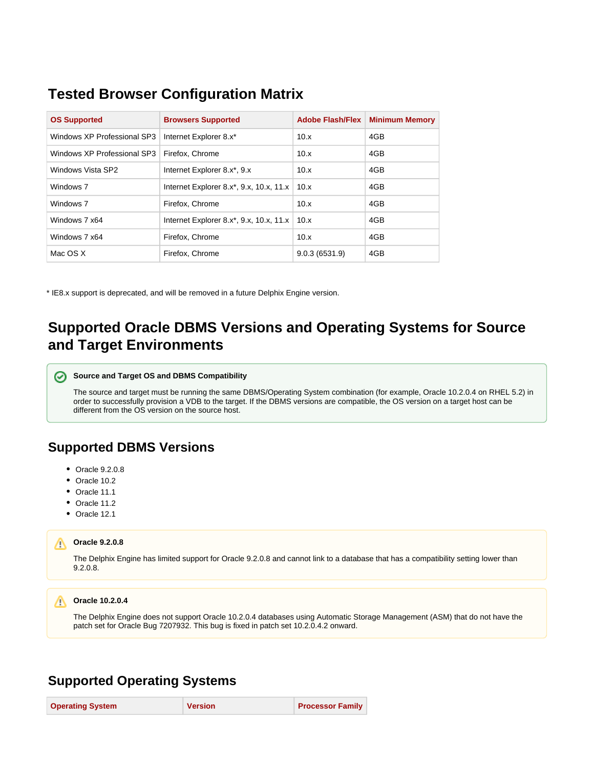## Tested Browser Configuration Matrix

| OS Supported | Browsers Supported | Adobe Flash/Flex | Minimum Memory |
|---|---|---|---|
| Windows XP Professional SP3 | Internet Explorer 8.x* | 10.x | 4GB |
| Windows XP Professional SP3 | Firefox, Chrome | 10.x | 4GB |
| Windows Vista SP2 | Internet Explorer 8.x*, 9.x | 10.x | 4GB |
| Windows 7 | Internet Explorer 8.x*, 9.x, 10.x, 11.x | 10.x | 4GB |
| Windows 7 | Firefox, Chrome | 10.x | 4GB |
| Windows 7 x64 | Internet Explorer 8.x*, 9.x, 10.x, 11.x | 10.x | 4GB |
| Windows 7 x64 | Firefox, Chrome | 10.x | 4GB |
| Mac OS X | Firefox, Chrome | 9.0.3 (6531.9) | 4GB |

* IE8.x support is deprecated, and will be removed in a future Delphix Engine version.

## Supported Oracle DBMS Versions and Operating Systems for Source and Target Environments

**Source and Target OS and DBMS Compatibility**

The source and target must be running the same DBMS/Operating System combination (for example, Oracle 10.2.0.4 on RHEL 5.2) in order to successfully provision a VDB to the target. If the DBMS versions are compatible, the OS version on a target host can be different from the OS version on the source host.

### Supported DBMS Versions

- Oracle 9.2.0.8
- Oracle 10.2
- Oracle 11.1
- Oracle 11.2
- Oracle 12.1

**Oracle 9.2.0.8**

The Delphix Engine has limited support for Oracle 9.2.0.8 and cannot link to a database that has a compatibility setting lower than 9.2.0.8.

**Oracle 10.2.0.4**

The Delphix Engine does not support Oracle 10.2.0.4 databases using Automatic Storage Management (ASM) that do not have the patch set for Oracle Bug 7207932. This bug is fixed in patch set 10.2.0.4.2 onward.

### Supported Operating Systems

| Operating System | Version | Processor Family |
|---|---|---|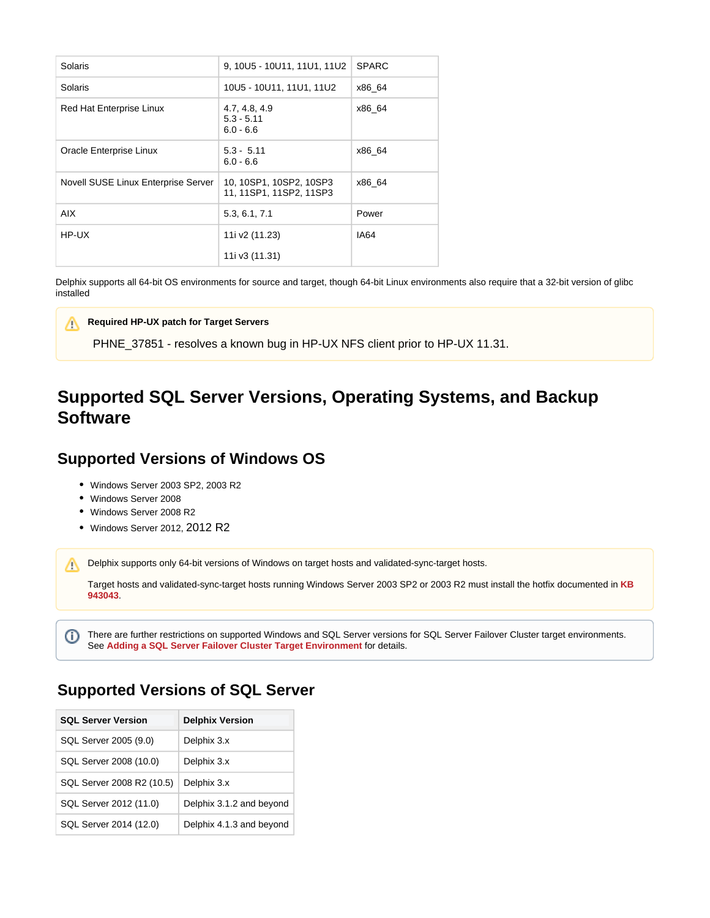| Solaris | 9, 10U5 - 10U11, 11U1, 11U2 | SPARC |
|---|---|---|
| Solaris | 10U5 - 10U11, 11U1, 11U2 | x86_64 |
| Red Hat Enterprise Linux | 4.7, 4.8, 4.9<br>5.3 - 5.11<br>6.0 - 6.6 | x86_64 |
| Oracle Enterprise Linux | 5.3 - 5.11<br>6.0 - 6.6 | x86_64 |
| Novell SUSE Linux Enterprise Server | 10, 10SP1, 10SP2, 10SP3<br>11, 11SP1, 11SP2, 11SP3 | x86_64 |
| AIX | 5.3, 6.1, 7.1 | Power |
| HP-UX | 11i v2 (11.23)<br>11i v3 (11.31) | IA64 |

Delphix supports all 64-bit OS environments for source and target, though 64-bit Linux environments also require that a 32-bit version of glibc installed

**Required HP-UX patch for Target Servers**

PHNE_37851 - resolves a known bug in HP-UX NFS client prior to HP-UX 11.31.

# Supported SQL Server Versions, Operating Systems, and Backup Software

## Supported Versions of Windows OS

- Windows Server 2003 SP2, 2003 R2
- Windows Server 2008
- Windows Server 2008 R2
- Windows Server 2012, 2012 R2

Delphix supports only 64-bit versions of Windows on target hosts and validated-sync-target hosts.

Target hosts and validated-sync-target hosts running Windows Server 2003 SP2 or 2003 R2 must install the hotfix documented in **KB 943043**.

There are further restrictions on supported Windows and SQL Server versions for SQL Server Failover Cluster target environments. See **Adding a SQL Server Failover Cluster Target Environment** for details.

## Supported Versions of SQL Server

| SQL Server Version | Delphix Version |
|---|---|
| SQL Server 2005 (9.0) | Delphix 3.x |
| SQL Server 2008 (10.0) | Delphix 3.x |
| SQL Server 2008 R2 (10.5) | Delphix 3.x |
| SQL Server 2012 (11.0) | Delphix 3.1.2 and beyond |
| SQL Server 2014 (12.0) | Delphix 4.1.3 and beyond |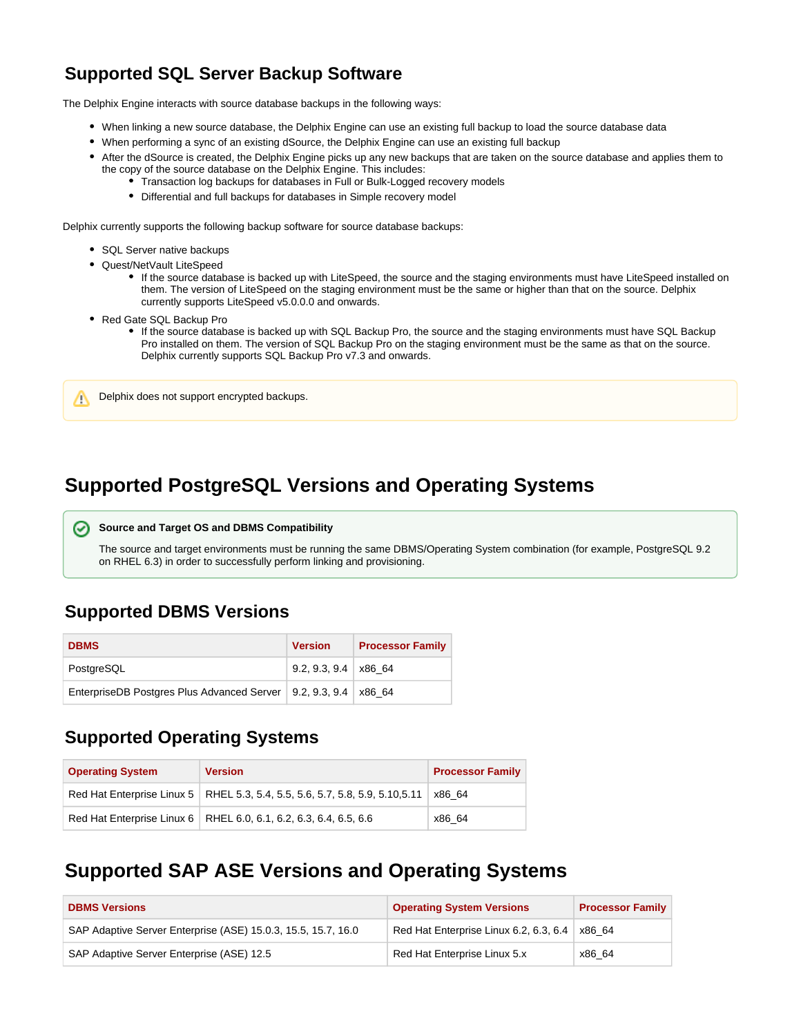## Supported SQL Server Backup Software

The Delphix Engine interacts with source database backups in the following ways:

- When linking a new source database, the Delphix Engine can use an existing full backup to load the source database data
- When performing a sync of an existing dSource, the Delphix Engine can use an existing full backup
- After the dSource is created, the Delphix Engine picks up any new backups that are taken on the source database and applies them to the copy of the source database on the Delphix Engine. This includes:
  - Transaction log backups for databases in Full or Bulk-Logged recovery models
  - Differential and full backups for databases in Simple recovery model

Delphix currently supports the following backup software for source database backups:

- SQL Server native backups
- Quest/NetVault LiteSpeed
  - If the source database is backed up with LiteSpeed, the source and the staging environments must have LiteSpeed installed on them. The version of LiteSpeed on the staging environment must be the same or higher than that on the source. Delphix currently supports LiteSpeed v5.0.0.0 and onwards.
- Red Gate SQL Backup Pro
  - If the source database is backed up with SQL Backup Pro, the source and the staging environments must have SQL Backup Pro installed on them. The version of SQL Backup Pro on the staging environment must be the same as that on the source. Delphix currently supports SQL Backup Pro v7.3 and onwards.

> Delphix does not support encrypted backups.

## Supported PostgreSQL Versions and Operating Systems

> **Source and Target OS and DBMS Compatibility**
>
> The source and target environments must be running the same DBMS/Operating System combination (for example, PostgreSQL 9.2 on RHEL 6.3) in order to successfully perform linking and provisioning.

### Supported DBMS Versions

| DBMS | Version | Processor Family |
|---|---|---|
| PostgreSQL | 9.2, 9.3, 9.4 | x86_64 |
| EnterpriseDB Postgres Plus Advanced Server | 9.2, 9.3, 9.4 | x86_64 |

### Supported Operating Systems

| Operating System | Version | Processor Family |
|---|---|---|
| Red Hat Enterprise Linux 5 | RHEL 5.3, 5.4, 5.5, 5.6, 5.7, 5.8, 5.9, 5.10,5.11 | x86_64 |
| Red Hat Enterprise Linux 6 | RHEL 6.0, 6.1, 6.2, 6.3, 6.4, 6.5, 6.6 | x86_64 |

## Supported SAP ASE Versions and Operating Systems

| DBMS Versions | Operating System Versions | Processor Family |
|---|---|---|
| SAP Adaptive Server Enterprise (ASE) 15.0.3, 15.5, 15.7, 16.0 | Red Hat Enterprise Linux 6.2, 6.3, 6.4 | x86_64 |
| SAP Adaptive Server Enterprise (ASE) 12.5 | Red Hat Enterprise Linux 5.x | x86_64 |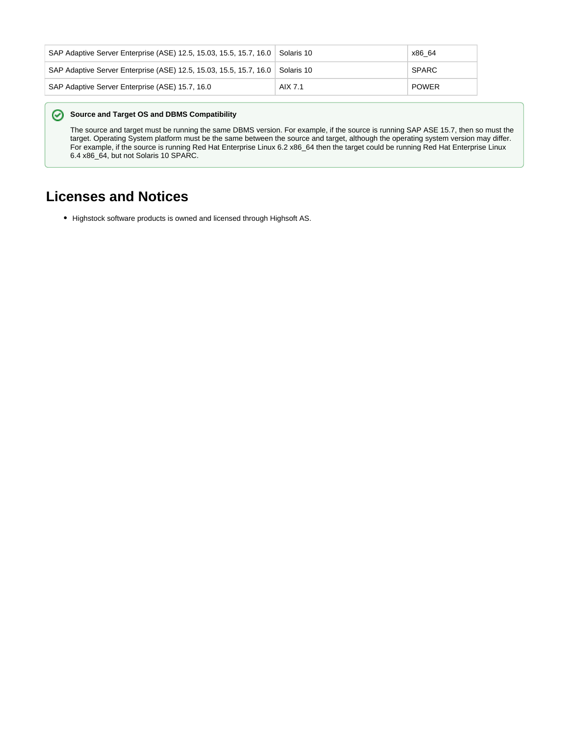| | | |
|---|---|---|
| SAP Adaptive Server Enterprise (ASE) 12.5, 15.03, 15.5, 15.7, 16.0 | Solaris 10 | x86_64 |
| SAP Adaptive Server Enterprise (ASE) 12.5, 15.03, 15.5, 15.7, 16.0 | Solaris 10 | SPARC |
| SAP Adaptive Server Enterprise (ASE) 15.7, 16.0 | AIX 7.1 | POWER |

**Source and Target OS and DBMS Compatibility**

The source and target must be running the same DBMS version. For example, if the source is running SAP ASE 15.7, then so must the target. Operating System platform must be the same between the source and target, although the operating system version may differ. For example, if the source is running Red Hat Enterprise Linux 6.2 x86_64 then the target could be running Red Hat Enterprise Linux 6.4 x86_64, but not Solaris 10 SPARC.

## Licenses and Notices

- Highstock software products is owned and licensed through Highsoft AS.